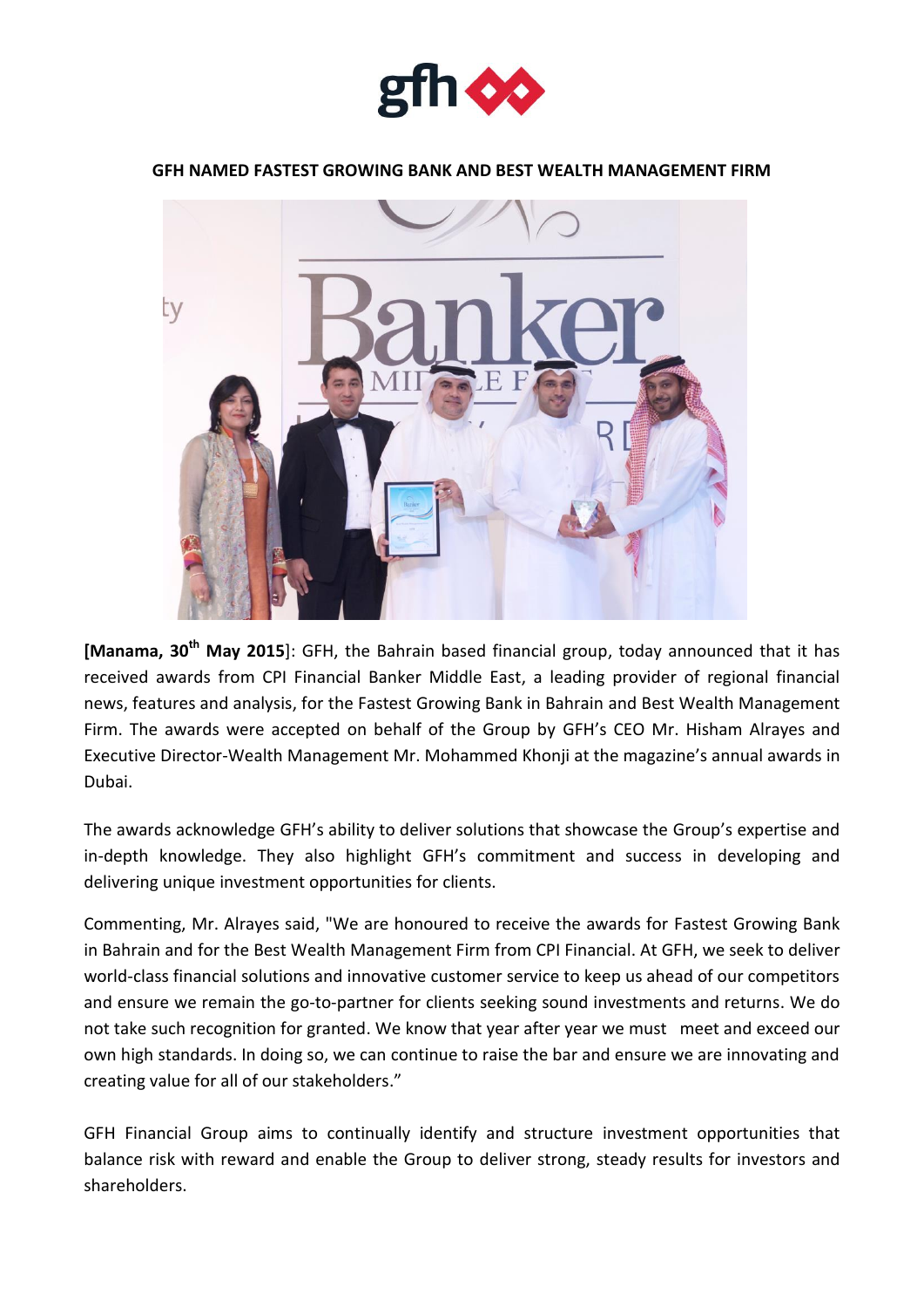# GFH NAMED FASTEST GROWING BANK AND BEST WEALTH MANAGEMENT FIRM

**[Manama, 30th May 2015]**: GFH, the Bahrain based financial group, today announced that it has received awards from CPI Financial Banker Middle East, a leading provider of regional financial news, features and analysis, for the Fastest Growing Bank in Bahrain and Best Wealth Management Firm. The awards were accepted on behalf of the Group by GFH's CEO Mr. Hisham Alrayes and Executive Director-Wealth Management Mr. Mohammed Khonji at the magazine's annual awards in Dubai.

The awards acknowledge GFH's ability to deliver solutions that showcase the Group's expertise and in-depth knowledge. They also highlight GFH's commitment and success in developing and delivering unique investment opportunities for clients.

Commenting, Mr. Alrayes said, "We are honoured to receive the awards for Fastest Growing Bank in Bahrain and for the Best Wealth Management Firm from CPI Financial. At GFH, we seek to deliver world-class financial solutions and innovative customer service to keep us ahead of our competitors and ensure we remain the go-to-partner for clients seeking sound investments and returns. We do not take such recognition for granted. We know that year after year we must meet and exceed our own high standards. In doing so, we can continue to raise the bar and ensure we are innovating and creating value for all of our stakeholders."

GFH Financial Group aims to continually identify and structure investment opportunities that balance risk with reward and enable the Group to deliver strong, steady results for investors and shareholders.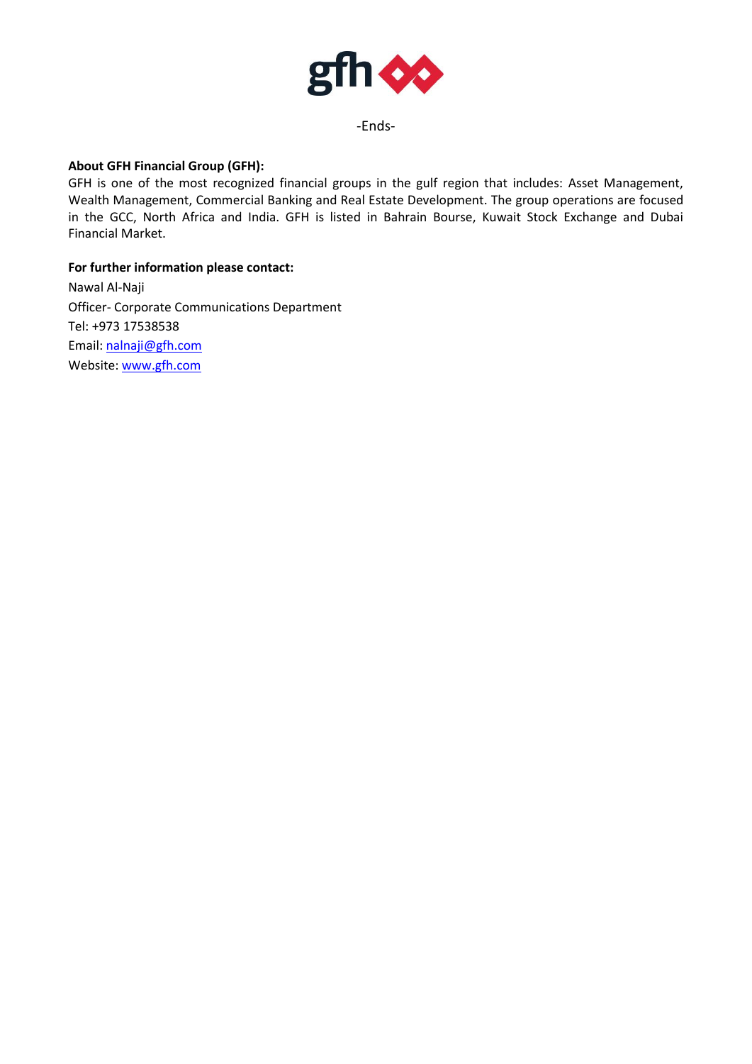-Ends-

**About GFH Financial Group (GFH):**

GFH is one of the most recognized financial groups in the gulf region that includes: Asset Management, Wealth Management, Commercial Banking and Real Estate Development. The group operations are focused in the GCC, North Africa and India. GFH is listed in Bahrain Bourse, Kuwait Stock Exchange and Dubai Financial Market.

**For further information please contact:**

Nawal Al-Naji  
Officer- Corporate Communications Department  
Tel: +973 17538538  
Email: nalnaji@gfh.com  
Website: www.gfh.com